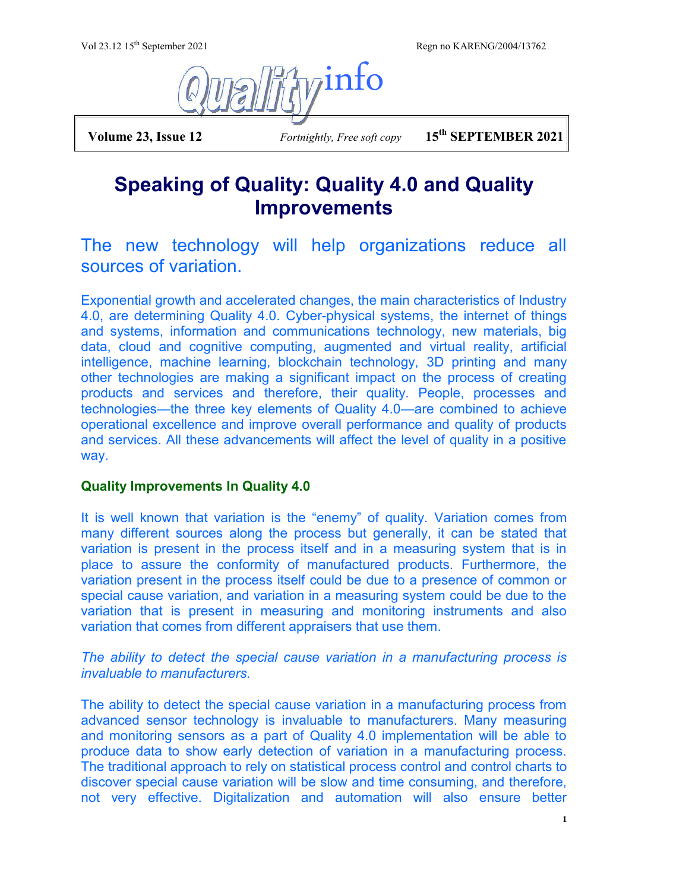# Qualityinfo

**Volume 23, Issue 12** *Fortnightly, Free soft copy* **15th SEPTEMBER 2021**

## Speaking of Quality: Quality 4.0 and Quality Improvements

The new technology will help organizations reduce all sources of variation.

Exponential growth and accelerated changes, the main characteristics of Industry 4.0, are determining Quality 4.0. Cyber-physical systems, the internet of things and systems, information and communications technology, new materials, big data, cloud and cognitive computing, augmented and virtual reality, artificial intelligence, machine learning, blockchain technology, 3D printing and many other technologies are making a significant impact on the process of creating products and services and therefore, their quality. People, processes and technologies—the three key elements of Quality 4.0—are combined to achieve operational excellence and improve overall performance and quality of products and services. All these advancements will affect the level of quality in a positive way.

### Quality Improvements In Quality 4.0

It is well known that variation is the "enemy" of quality. Variation comes from many different sources along the process but generally, it can be stated that variation is present in the process itself and in a measuring system that is in place to assure the conformity of manufactured products. Furthermore, the variation present in the process itself could be due to a presence of common or special cause variation, and variation in a measuring system could be due to the variation that is present in measuring and monitoring instruments and also variation that comes from different appraisers that use them.

*The ability to detect the special cause variation in a manufacturing process is invaluable to manufacturers.*

The ability to detect the special cause variation in a manufacturing process from advanced sensor technology is invaluable to manufacturers. Many measuring and monitoring sensors as a part of Quality 4.0 implementation will be able to produce data to show early detection of variation in a manufacturing process. The traditional approach to rely on statistical process control and control charts to discover special cause variation will be slow and time consuming, and therefore, not very effective. Digitalization and automation will also ensure better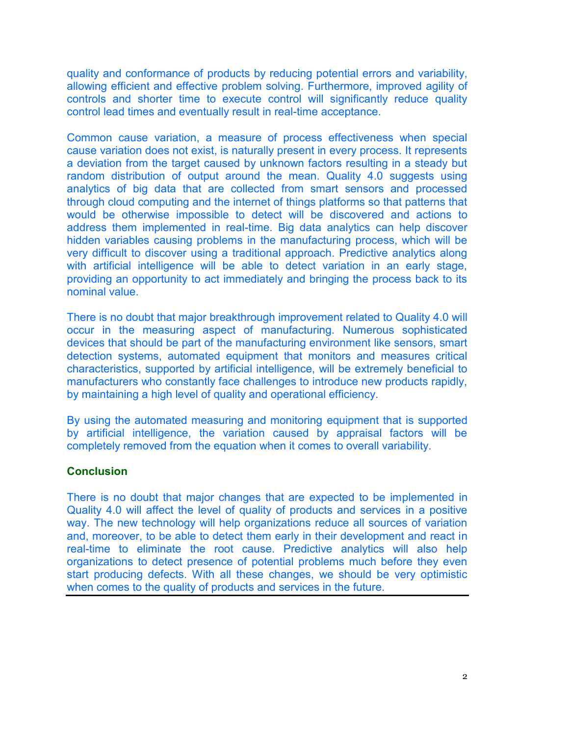quality and conformance of products by reducing potential errors and variability, allowing efficient and effective problem solving. Furthermore, improved agility of controls and shorter time to execute control will significantly reduce quality control lead times and eventually result in real-time acceptance.

Common cause variation, a measure of process effectiveness when special cause variation does not exist, is naturally present in every process. It represents a deviation from the target caused by unknown factors resulting in a steady but random distribution of output around the mean. Quality 4.0 suggests using analytics of big data that are collected from smart sensors and processed through cloud computing and the internet of things platforms so that patterns that would be otherwise impossible to detect will be discovered and actions to address them implemented in real-time. Big data analytics can help discover hidden variables causing problems in the manufacturing process, which will be very difficult to discover using a traditional approach. Predictive analytics along with artificial intelligence will be able to detect variation in an early stage, providing an opportunity to act immediately and bringing the process back to its nominal value.

There is no doubt that major breakthrough improvement related to Quality 4.0 will occur in the measuring aspect of manufacturing. Numerous sophisticated devices that should be part of the manufacturing environment like sensors, smart detection systems, automated equipment that monitors and measures critical characteristics, supported by artificial intelligence, will be extremely beneficial to manufacturers who constantly face challenges to introduce new products rapidly, by maintaining a high level of quality and operational efficiency.

By using the automated measuring and monitoring equipment that is supported by artificial intelligence, the variation caused by appraisal factors will be completely removed from the equation when it comes to overall variability.

## Conclusion

There is no doubt that major changes that are expected to be implemented in Quality 4.0 will affect the level of quality of products and services in a positive way. The new technology will help organizations reduce all sources of variation and, moreover, to be able to detect them early in their development and react in real-time to eliminate the root cause. Predictive analytics will also help organizations to detect presence of potential problems much before they even start producing defects. With all these changes, we should be very optimistic when comes to the quality of products and services in the future.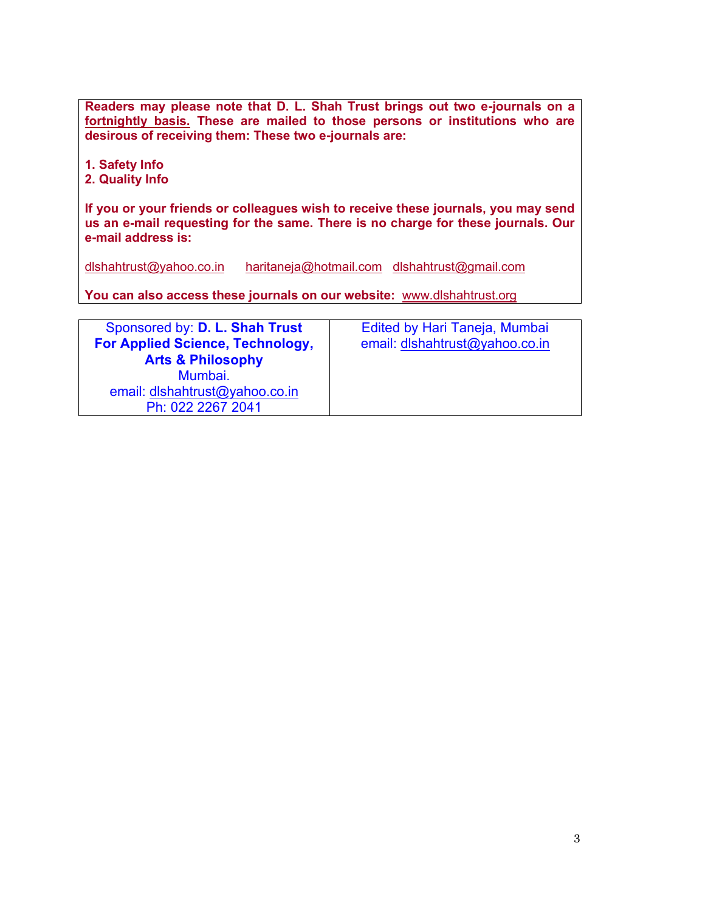**Readers may please note that D. L. Shah Trust brings out two e-journals on a fortnightly basis. These are mailed to those persons or institutions who are desirous of receiving them: These two e-journals are:**

**1. Safety Info**
**2. Quality Info**

**If you or your friends or colleagues wish to receive these journals, you may send us an e-mail requesting for the same. There is no charge for these journals. Our e-mail address is:**

dlshahtrust@yahoo.co.in haritaneja@hotmail.com dlshahtrust@gmail.com

**You can also access these journals on our website:** www.dlshahtrust.org

| | |
|---|---|
| Sponsored by: **D. L. Shah Trust For Applied Science, Technology, Arts & Philosophy** Mumbai. email: dlshahtrust@yahoo.co.in Ph: 022 2267 2041 | Edited by Hari Taneja, Mumbai email: dlshahtrust@yahoo.co.in |